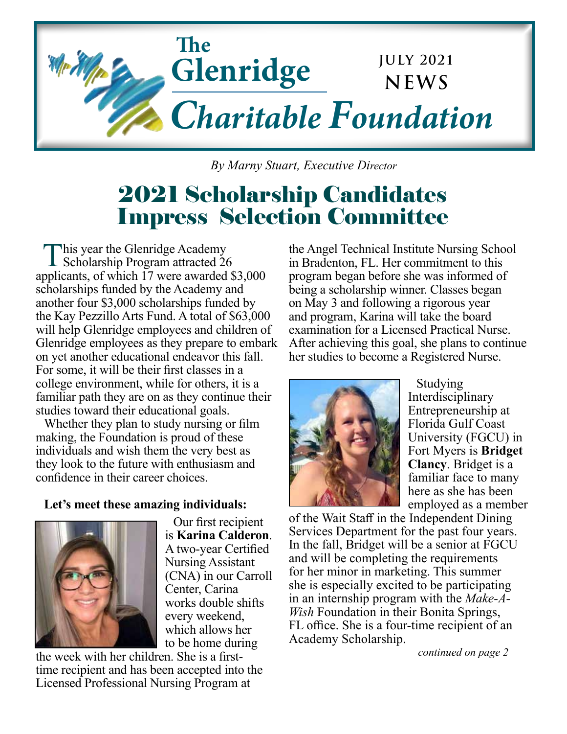# The Glenridge Charitable Foundation

**JULY 2021 NEWS**

*By Marny Stuart, Executive Director*

## 2021 Scholarship Candidates Impress Selection Committee

This year the Glenridge Academy Scholarship Program attracted 26 applicants, of which 17 were awarded $3,000 scholarships funded by the Academy and another four $3,000 scholarships funded by the Kay Pezzillo Arts Fund. A total of $63,000 will help Glenridge employees and children of Glenridge employees as they prepare to embark on yet another educational endeavor this fall. For some, it will be their first classes in a college environment, while for others, it is a familiar path they are on as they continue their studies toward their educational goals.

Whether they plan to study nursing or film making, the Foundation is proud of these individuals and wish them the very best as they look to the future with enthusiasm and confidence in their career choices.

**Let's meet these amazing individuals:**

Our first recipient is **Karina Calderon**. A two-year Certified Nursing Assistant (CNA) in our Carroll Center, Carina works double shifts every weekend, which allows her to be home during the week with her children. She is a first-time recipient and has been accepted into the Licensed Professional Nursing Program at the Angel Technical Institute Nursing School in Bradenton, FL. Her commitment to this program began before she was informed of being a scholarship winner. Classes began on May 3 and following a rigorous year and program, Karina will take the board examination for a Licensed Practical Nurse. After achieving this goal, she plans to continue her studies to become a Registered Nurse.

Studying Interdisciplinary Entrepreneurship at Florida Gulf Coast University (FGCU) in Fort Myers is **Bridget Clancy**. Bridget is a familiar face to many here as she has been employed as a member of the Wait Staff in the Independent Dining Services Department for the past four years. In the fall, Bridget will be a senior at FGCU and will be completing the requirements for her minor in marketing. This summer she is especially excited to be participating in an internship program with the *Make-A-Wish* Foundation in their Bonita Springs, FL office. She is a four-time recipient of an Academy Scholarship.

*continued on page 2*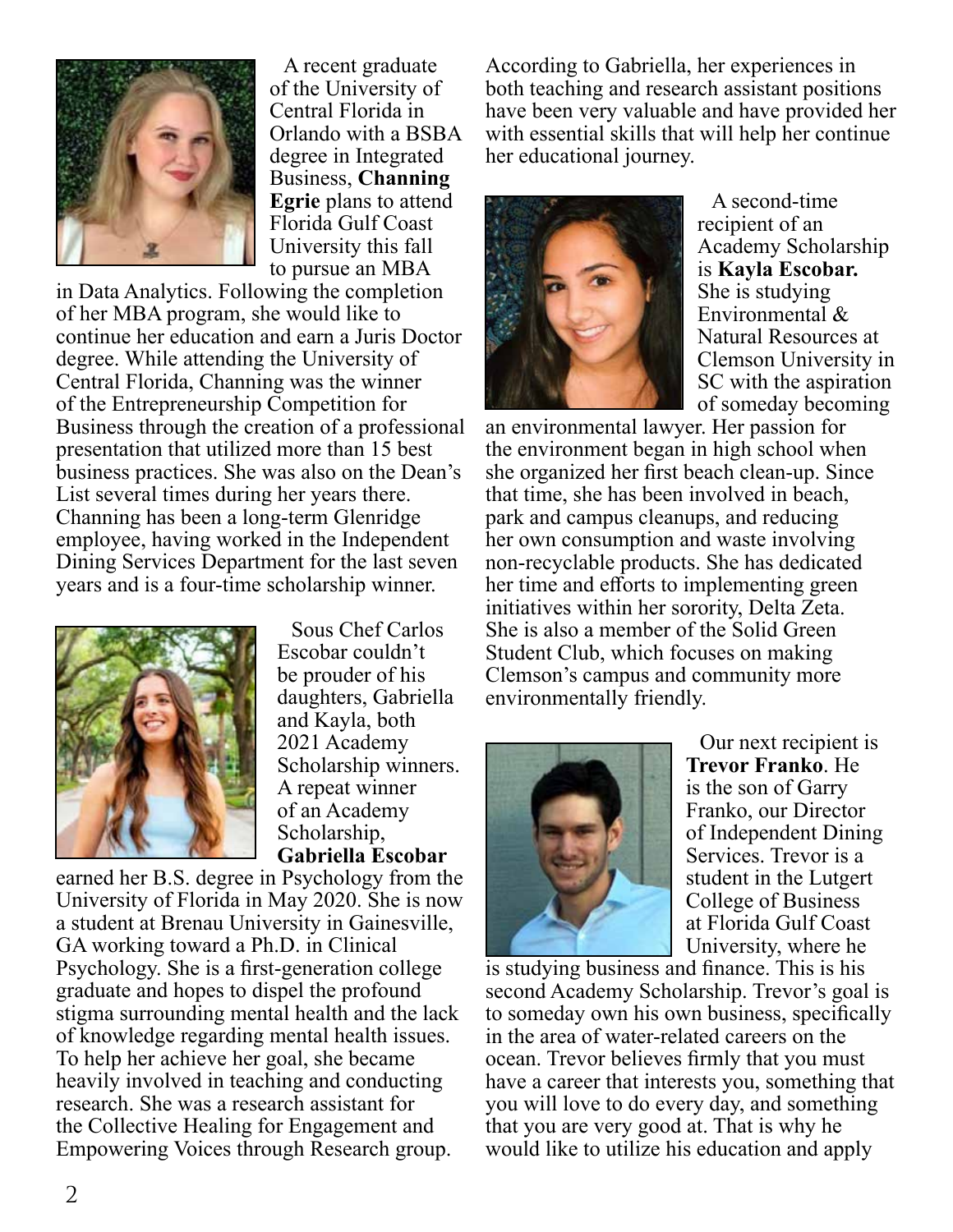A recent graduate of the University of Central Florida in Orlando with a BSBA degree in Integrated Business, **Channing Egrie** plans to attend Florida Gulf Coast University this fall to pursue an MBA in Data Analytics. Following the completion of her MBA program, she would like to continue her education and earn a Juris Doctor degree. While attending the University of Central Florida, Channing was the winner of the Entrepreneurship Competition for Business through the creation of a professional presentation that utilized more than 15 best business practices. She was also on the Dean's List several times during her years there. Channing has been a long-term Glenridge employee, having worked in the Independent Dining Services Department for the last seven years and is a four-time scholarship winner.

Sous Chef Carlos Escobar couldn't be prouder of his daughters, Gabriella and Kayla, both 2021 Academy Scholarship winners. A repeat winner of an Academy Scholarship, **Gabriella Escobar** earned her B.S. degree in Psychology from the University of Florida in May 2020. She is now a student at Brenau University in Gainesville, GA working toward a Ph.D. in Clinical Psychology. She is a first-generation college graduate and hopes to dispel the profound stigma surrounding mental health and the lack of knowledge regarding mental health issues. To help her achieve her goal, she became heavily involved in teaching and conducting research. She was a research assistant for the Collective Healing for Engagement and Empowering Voices through Research group. According to Gabriella, her experiences in both teaching and research assistant positions have been very valuable and have provided her with essential skills that will help her continue her educational journey.

A second-time recipient of an Academy Scholarship is **Kayla Escobar.** She is studying Environmental & Natural Resources at Clemson University in SC with the aspiration of someday becoming an environmental lawyer. Her passion for the environment began in high school when she organized her first beach clean-up. Since that time, she has been involved in beach, park and campus cleanups, and reducing her own consumption and waste involving non-recyclable products. She has dedicated her time and efforts to implementing green initiatives within her sorority, Delta Zeta. She is also a member of the Solid Green Student Club, which focuses on making Clemson's campus and community more environmentally friendly.

Our next recipient is **Trevor Franko**. He is the son of Garry Franko, our Director of Independent Dining Services. Trevor is a student in the Lutgert College of Business at Florida Gulf Coast University, where he is studying business and finance. This is his second Academy Scholarship. Trevor's goal is to someday own his own business, specifically in the area of water-related careers on the ocean. Trevor believes firmly that you must have a career that interests you, something that you will love to do every day, and something that you are very good at. That is why he would like to utilize his education and apply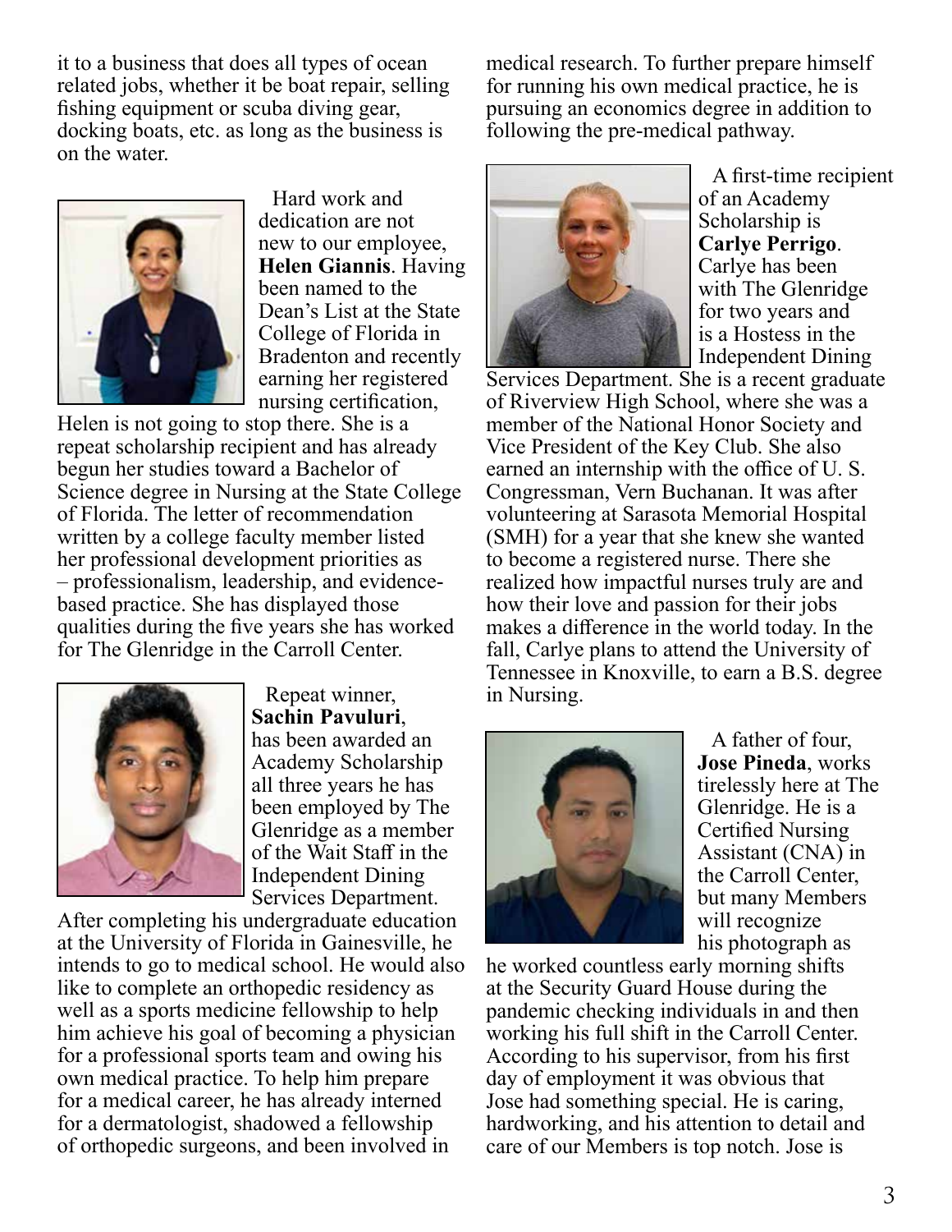it to a business that does all types of ocean related jobs, whether it be boat repair, selling fishing equipment or scuba diving gear, docking boats, etc. as long as the business is on the water.

Hard work and dedication are not new to our employee, **Helen Giannis**. Having been named to the Dean's List at the State College of Florida in Bradenton and recently earning her registered nursing certification, Helen is not going to stop there. She is a repeat scholarship recipient and has already begun her studies toward a Bachelor of Science degree in Nursing at the State College of Florida. The letter of recommendation written by a college faculty member listed her professional development priorities as – professionalism, leadership, and evidence-based practice. She has displayed those qualities during the five years she has worked for The Glenridge in the Carroll Center.

Repeat winner, **Sachin Pavuluri**, has been awarded an Academy Scholarship all three years he has been employed by The Glenridge as a member of the Wait Staff in the Independent Dining Services Department. After completing his undergraduate education at the University of Florida in Gainesville, he intends to go to medical school. He would also like to complete an orthopedic residency as well as a sports medicine fellowship to help him achieve his goal of becoming a physician for a professional sports team and owing his own medical practice. To help him prepare for a medical career, he has already interned for a dermatologist, shadowed a fellowship of orthopedic surgeons, and been involved in medical research. To further prepare himself for running his own medical practice, he is pursuing an economics degree in addition to following the pre-medical pathway.

A first-time recipient of an Academy Scholarship is **Carlye Perrigo**. Carlye has been with The Glenridge for two years and is a Hostess in the Independent Dining Services Department. She is a recent graduate of Riverview High School, where she was a member of the National Honor Society and Vice President of the Key Club. She also earned an internship with the office of U. S. Congressman, Vern Buchanan. It was after volunteering at Sarasota Memorial Hospital (SMH) for a year that she knew she wanted to become a registered nurse. There she realized how impactful nurses truly are and how their love and passion for their jobs makes a difference in the world today. In the fall, Carlye plans to attend the University of Tennessee in Knoxville, to earn a B.S. degree in Nursing.

A father of four, **Jose Pineda**, works tirelessly here at The Glenridge. He is a Certified Nursing Assistant (CNA) in the Carroll Center, but many Members will recognize his photograph as he worked countless early morning shifts at the Security Guard House during the pandemic checking individuals in and then working his full shift in the Carroll Center. According to his supervisor, from his first day of employment it was obvious that Jose had something special. He is caring, hardworking, and his attention to detail and care of our Members is top notch. Jose is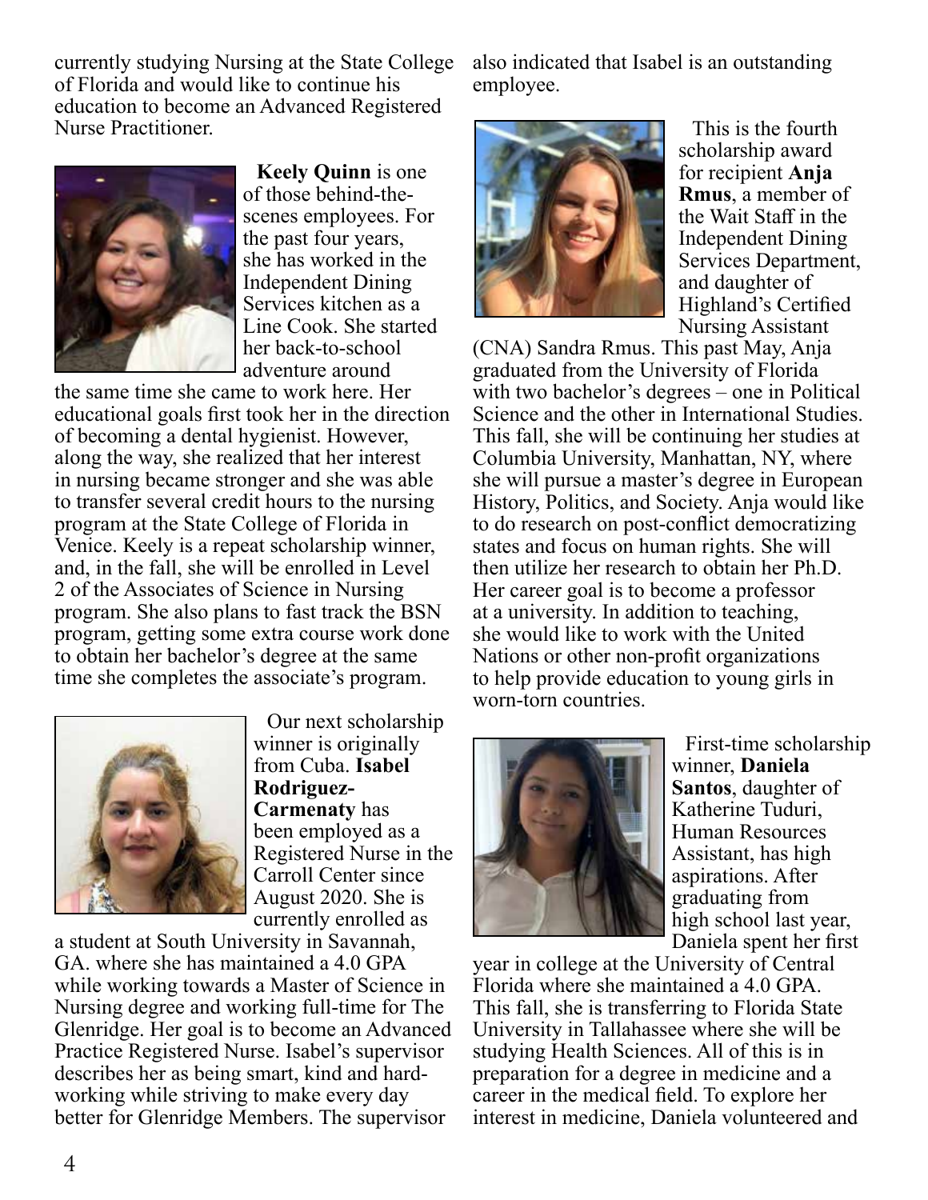currently studying Nursing at the State College of Florida and would like to continue his education to become an Advanced Registered Nurse Practitioner.

**Keely Quinn** is one of those behind-the-scenes employees. For the past four years, she has worked in the Independent Dining Services kitchen as a Line Cook. She started her back-to-school adventure around the same time she came to work here. Her educational goals first took her in the direction of becoming a dental hygienist. However, along the way, she realized that her interest in nursing became stronger and she was able to transfer several credit hours to the nursing program at the State College of Florida in Venice. Keely is a repeat scholarship winner, and, in the fall, she will be enrolled in Level 2 of the Associates of Science in Nursing program. She also plans to fast track the BSN program, getting some extra course work done to obtain her bachelor's degree at the same time she completes the associate's program.

Our next scholarship winner is originally from Cuba. **Isabel Rodriguez-Carmenaty** has been employed as a Registered Nurse in the Carroll Center since August 2020. She is currently enrolled as a student at South University in Savannah, GA. where she has maintained a 4.0 GPA while working towards a Master of Science in Nursing degree and working full-time for The Glenridge. Her goal is to become an Advanced Practice Registered Nurse. Isabel's supervisor describes her as being smart, kind and hard-working while striving to make every day better for Glenridge Members. The supervisor also indicated that Isabel is an outstanding employee.

This is the fourth scholarship award for recipient **Anja Rmus**, a member of the Wait Staff in the Independent Dining Services Department, and daughter of Highland's Certified Nursing Assistant (CNA) Sandra Rmus. This past May, Anja graduated from the University of Florida with two bachelor's degrees – one in Political Science and the other in International Studies. This fall, she will be continuing her studies at Columbia University, Manhattan, NY, where she will pursue a master's degree in European History, Politics, and Society. Anja would like to do research on post-conflict democratizing states and focus on human rights. She will then utilize her research to obtain her Ph.D. Her career goal is to become a professor at a university. In addition to teaching, she would like to work with the United Nations or other non-profit organizations to help provide education to young girls in worn-torn countries.

First-time scholarship winner, **Daniela Santos**, daughter of Katherine Tuduri, Human Resources Assistant, has high aspirations. After graduating from high school last year, Daniela spent her first year in college at the University of Central Florida where she maintained a 4.0 GPA. This fall, she is transferring to Florida State University in Tallahassee where she will be studying Health Sciences. All of this is in preparation for a degree in medicine and a career in the medical field. To explore her interest in medicine, Daniela volunteered and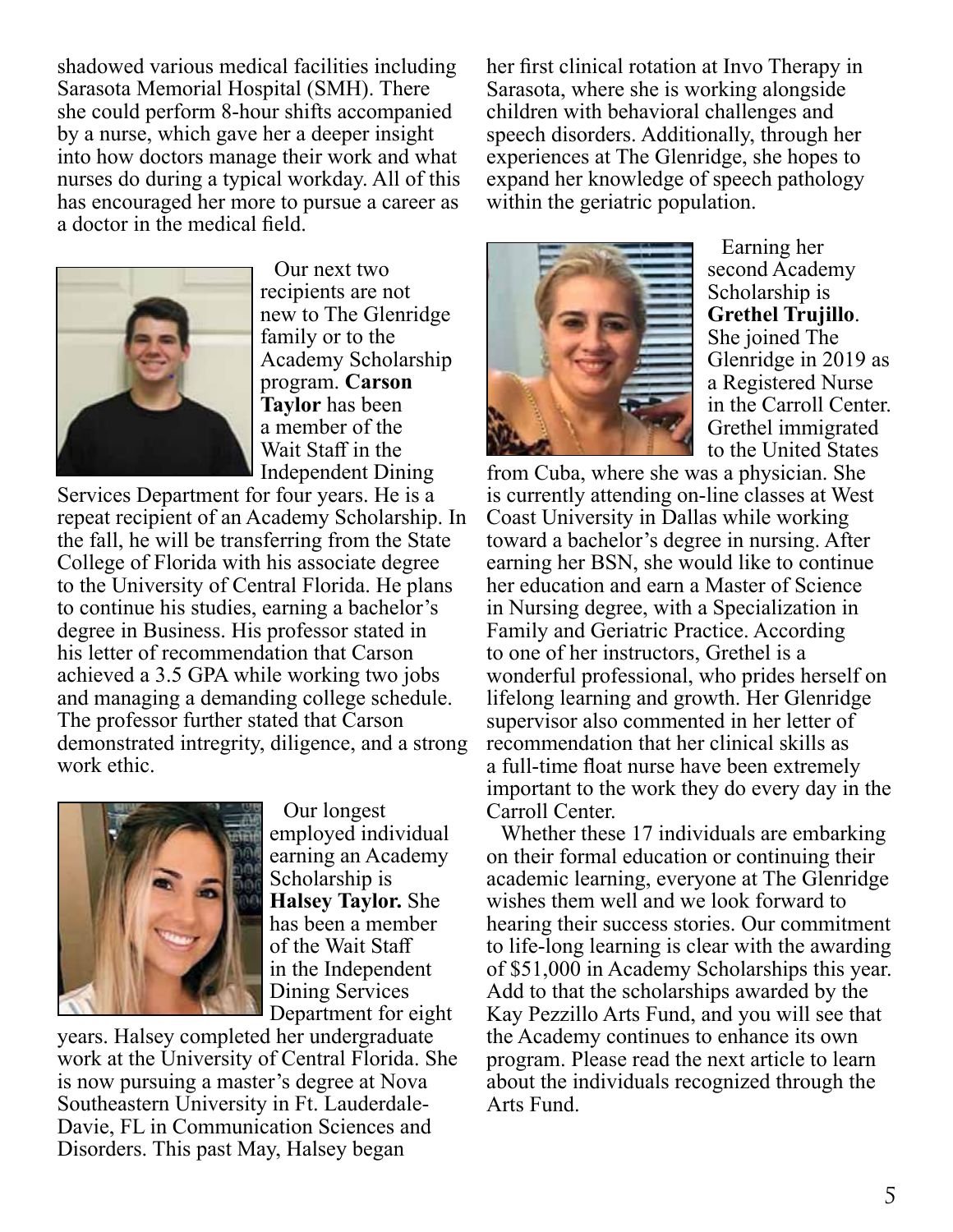shadowed various medical facilities including Sarasota Memorial Hospital (SMH). There she could perform 8-hour shifts accompanied by a nurse, which gave her a deeper insight into how doctors manage their work and what nurses do during a typical workday. All of this has encouraged her more to pursue a career as a doctor in the medical field.

Our next two recipients are not new to The Glenridge family or to the Academy Scholarship program. **Carson Taylor** has been a member of the Wait Staff in the Independent Dining Services Department for four years. He is a repeat recipient of an Academy Scholarship. In the fall, he will be transferring from the State College of Florida with his associate degree to the University of Central Florida. He plans to continue his studies, earning a bachelor's degree in Business. His professor stated in his letter of recommendation that Carson achieved a 3.5 GPA while working two jobs and managing a demanding college schedule. The professor further stated that Carson demonstrated intregrity, diligence, and a strong work ethic.

Our longest employed individual earning an Academy Scholarship is **Halsey Taylor.** She has been a member of the Wait Staff in the Independent Dining Services Department for eight years. Halsey completed her undergraduate work at the University of Central Florida. She is now pursuing a master's degree at Nova Southeastern University in Ft. Lauderdale-Davie, FL in Communication Sciences and Disorders. This past May, Halsey began her first clinical rotation at Invo Therapy in Sarasota, where she is working alongside children with behavioral challenges and speech disorders. Additionally, through her experiences at The Glenridge, she hopes to expand her knowledge of speech pathology within the geriatric population.

Earning her second Academy Scholarship is **Grethel Trujillo**. She joined The Glenridge in 2019 as a Registered Nurse in the Carroll Center. Grethel immigrated to the United States from Cuba, where she was a physician. She is currently attending on-line classes at West Coast University in Dallas while working toward a bachelor's degree in nursing. After earning her BSN, she would like to continue her education and earn a Master of Science in Nursing degree, with a Specialization in Family and Geriatric Practice. According to one of her instructors, Grethel is a wonderful professional, who prides herself on lifelong learning and growth. Her Glenridge supervisor also commented in her letter of recommendation that her clinical skills as a full-time float nurse have been extremely important to the work they do every day in the Carroll Center.

Whether these 17 individuals are embarking on their formal education or continuing their academic learning, everyone at The Glenridge wishes them well and we look forward to hearing their success stories. Our commitment to life-long learning is clear with the awarding of $51,000 in Academy Scholarships this year. Add to that the scholarships awarded by the Kay Pezzillo Arts Fund, and you will see that the Academy continues to enhance its own program. Please read the next article to learn about the individuals recognized through the Arts Fund.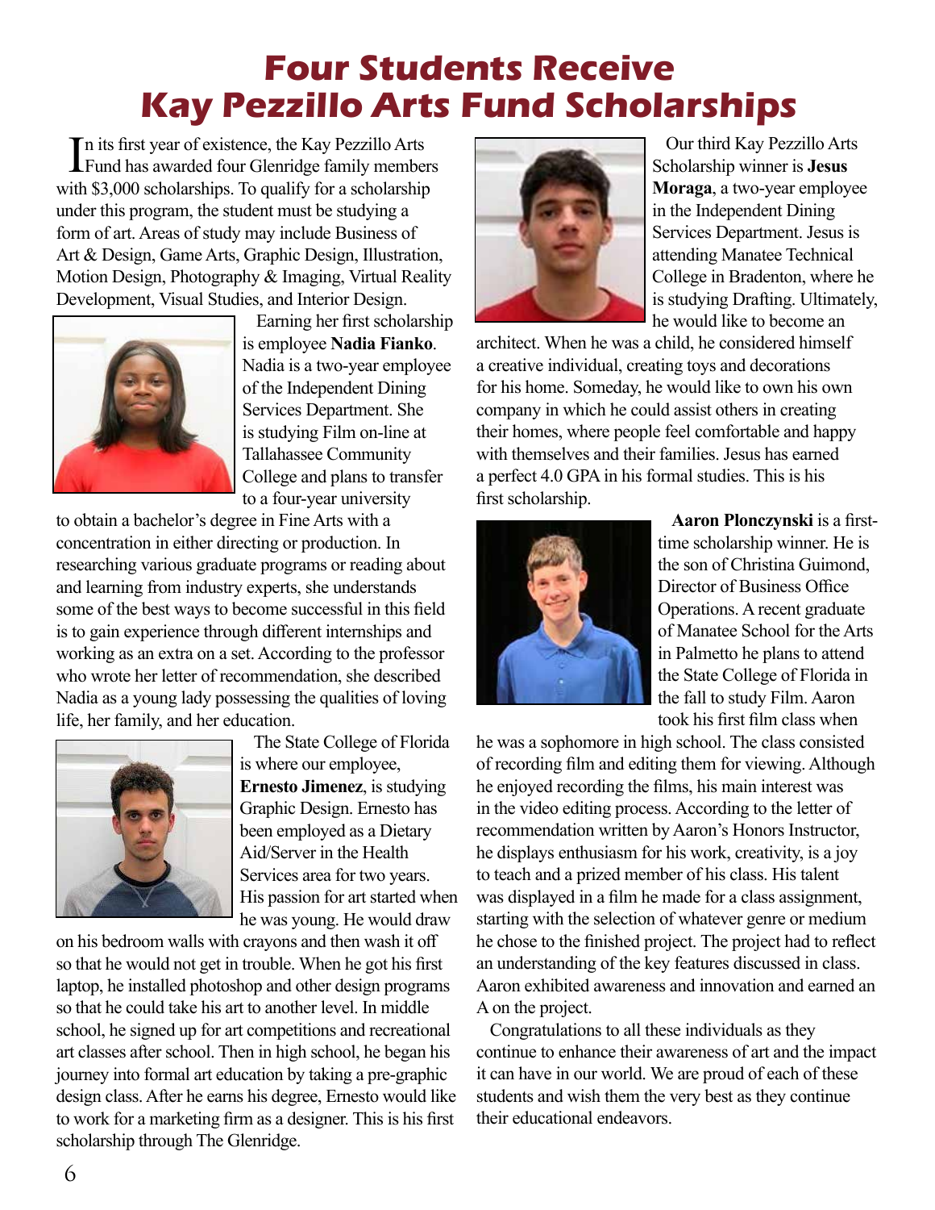# Four Students Receive Kay Pezzillo Arts Fund Scholarships

In its first year of existence, the Kay Pezzillo Arts Fund has awarded four Glenridge family members with $3,000 scholarships. To qualify for a scholarship under this program, the student must be studying a form of art. Areas of study may include Business of Art & Design, Game Arts, Graphic Design, Illustration, Motion Design, Photography & Imaging, Virtual Reality Development, Visual Studies, and Interior Design.

Earning her first scholarship is employee **Nadia Fianko**. Nadia is a two-year employee of the Independent Dining Services Department. She is studying Film on-line at Tallahassee Community College and plans to transfer to a four-year university to obtain a bachelor's degree in Fine Arts with a concentration in either directing or production. In researching various graduate programs or reading about and learning from industry experts, she understands some of the best ways to become successful in this field is to gain experience through different internships and working as an extra on a set. According to the professor who wrote her letter of recommendation, she described Nadia as a young lady possessing the qualities of loving life, her family, and her education.

The State College of Florida is where our employee, **Ernesto Jimenez**, is studying Graphic Design. Ernesto has been employed as a Dietary Aid/Server in the Health Services area for two years. His passion for art started when he was young. He would draw on his bedroom walls with crayons and then wash it off so that he would not get in trouble. When he got his first laptop, he installed photoshop and other design programs so that he could take his art to another level. In middle school, he signed up for art competitions and recreational art classes after school. Then in high school, he began his journey into formal art education by taking a pre-graphic design class. After he earns his degree, Ernesto would like to work for a marketing firm as a designer. This is his first scholarship through The Glenridge.

Our third Kay Pezzillo Arts Scholarship winner is **Jesus Moraga**, a two-year employee in the Independent Dining Services Department. Jesus is attending Manatee Technical College in Bradenton, where he is studying Drafting. Ultimately, he would like to become an architect. When he was a child, he considered himself a creative individual, creating toys and decorations for his home. Someday, he would like to own his own company in which he could assist others in creating their homes, where people feel comfortable and happy with themselves and their families. Jesus has earned a perfect 4.0 GPA in his formal studies. This is his first scholarship.

**Aaron Plonczynski** is a first-time scholarship winner. He is the son of Christina Guimond, Director of Business Office Operations. A recent graduate of Manatee School for the Arts in Palmetto he plans to attend the State College of Florida in the fall to study Film. Aaron took his first film class when he was a sophomore in high school. The class consisted of recording film and editing them for viewing. Although he enjoyed recording the films, his main interest was in the video editing process. According to the letter of recommendation written by Aaron's Honors Instructor, he displays enthusiasm for his work, creativity, is a joy to teach and a prized member of his class. His talent was displayed in a film he made for a class assignment, starting with the selection of whatever genre or medium he chose to the finished project. The project had to reflect an understanding of the key features discussed in class. Aaron exhibited awareness and innovation and earned an A on the project.

Congratulations to all these individuals as they continue to enhance their awareness of art and the impact it can have in our world. We are proud of each of these students and wish them the very best as they continue their educational endeavors.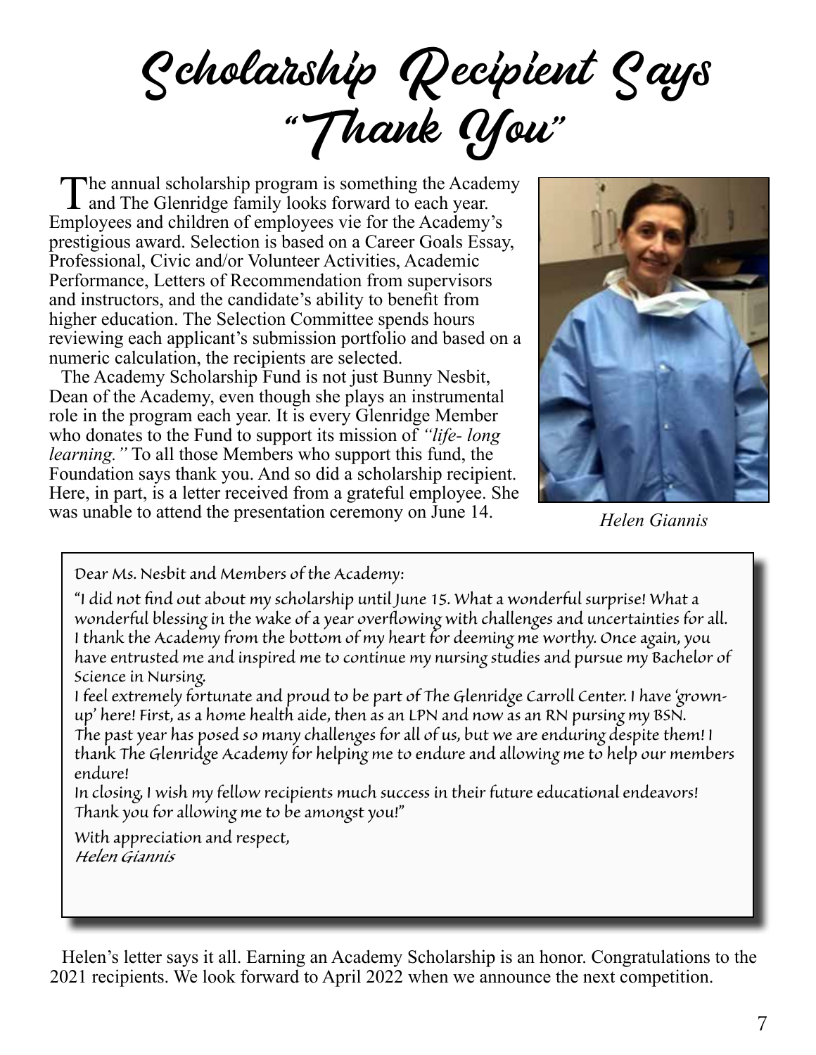# Scholarship Recipient Says "Thank You"

The annual scholarship program is something the Academy and The Glenridge family looks forward to each year. Employees and children of employees vie for the Academy's prestigious award. Selection is based on a Career Goals Essay, Professional, Civic and/or Volunteer Activities, Academic Performance, Letters of Recommendation from supervisors and instructors, and the candidate's ability to benefit from higher education. The Selection Committee spends hours reviewing each applicant's submission portfolio and based on a numeric calculation, the recipients are selected.

The Academy Scholarship Fund is not just Bunny Nesbit, Dean of the Academy, even though she plays an instrumental role in the program each year. It is every Glenridge Member who donates to the Fund to support its mission of *"life- long learning."* To all those Members who support this fund, the Foundation says thank you. And so did a scholarship recipient. Here, in part, is a letter received from a grateful employee. She was unable to attend the presentation ceremony on June 14.

*Helen Giannis*

> Dear Ms. Nesbit and Members of the Academy:
>
> "I did not find out about my scholarship until June 15. What a wonderful surprise! What a wonderful blessing in the wake of a year overflowing with challenges and uncertainties for all. I thank the Academy from the bottom of my heart for deeming me worthy. Once again, you have entrusted me and inspired me to continue my nursing studies and pursue my Bachelor of Science in Nursing.
>
> I feel extremely fortunate and proud to be part of The Glenridge Carroll Center. I have 'grown-up' here! First, as a home health aide, then as an LPN and now as an RN pursing my BSN.
>
> The past year has posed so many challenges for all of us, but we are enduring despite them! I thank The Glenridge Academy for helping me to endure and allowing me to help our members endure!
>
> In closing, I wish my fellow recipients much success in their future educational endeavors! Thank you for allowing me to be amongst you!"
>
> With appreciation and respect,
> *Helen Giannis*

Helen's letter says it all. Earning an Academy Scholarship is an honor. Congratulations to the 2021 recipients. We look forward to April 2022 when we announce the next competition.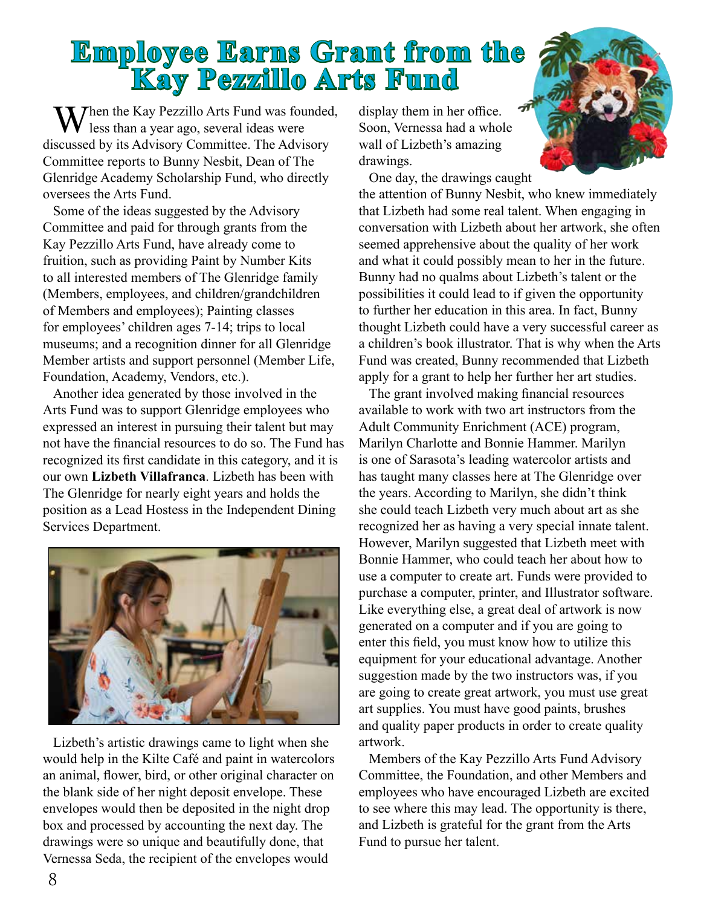# Employee Earns Grant from the Kay Pezzillo Arts Fund

When the Kay Pezzillo Arts Fund was founded, less than a year ago, several ideas were discussed by its Advisory Committee. The Advisory Committee reports to Bunny Nesbit, Dean of The Glenridge Academy Scholarship Fund, who directly oversees the Arts Fund.

Some of the ideas suggested by the Advisory Committee and paid for through grants from the Kay Pezzillo Arts Fund, have already come to fruition, such as providing Paint by Number Kits to all interested members of The Glenridge family (Members, employees, and children/grandchildren of Members and employees); Painting classes for employees' children ages 7-14; trips to local museums; and a recognition dinner for all Glenridge Member artists and support personnel (Member Life, Foundation, Academy, Vendors, etc.).

Another idea generated by those involved in the Arts Fund was to support Glenridge employees who expressed an interest in pursuing their talent but may not have the financial resources to do so. The Fund has recognized its first candidate in this category, and it is our own **Lizbeth Villafranca**. Lizbeth has been with The Glenridge for nearly eight years and holds the position as a Lead Hostess in the Independent Dining Services Department.

Lizbeth's artistic drawings came to light when she would help in the Kilte Café and paint in watercolors an animal, flower, bird, or other original character on the blank side of her night deposit envelope. These envelopes would then be deposited in the night drop box and processed by accounting the next day. The drawings were so unique and beautifully done, that Vernessa Seda, the recipient of the envelopes would display them in her office. Soon, Vernessa had a whole wall of Lizbeth's amazing drawings.

One day, the drawings caught the attention of Bunny Nesbit, who knew immediately that Lizbeth had some real talent. When engaging in conversation with Lizbeth about her artwork, she often seemed apprehensive about the quality of her work and what it could possibly mean to her in the future. Bunny had no qualms about Lizbeth's talent or the possibilities it could lead to if given the opportunity to further her education in this area. In fact, Bunny thought Lizbeth could have a very successful career as a children's book illustrator. That is why when the Arts Fund was created, Bunny recommended that Lizbeth apply for a grant to help her further her art studies.

The grant involved making financial resources available to work with two art instructors from the Adult Community Enrichment (ACE) program, Marilyn Charlotte and Bonnie Hammer. Marilyn is one of Sarasota's leading watercolor artists and has taught many classes here at The Glenridge over the years. According to Marilyn, she didn't think she could teach Lizbeth very much about art as she recognized her as having a very special innate talent. However, Marilyn suggested that Lizbeth meet with Bonnie Hammer, who could teach her about how to use a computer to create art. Funds were provided to purchase a computer, printer, and Illustrator software. Like everything else, a great deal of artwork is now generated on a computer and if you are going to enter this field, you must know how to utilize this equipment for your educational advantage. Another suggestion made by the two instructors was, if you are going to create great artwork, you must use great art supplies. You must have good paints, brushes and quality paper products in order to create quality artwork.

Members of the Kay Pezzillo Arts Fund Advisory Committee, the Foundation, and other Members and employees who have encouraged Lizbeth are excited to see where this may lead. The opportunity is there, and Lizbeth is grateful for the grant from the Arts Fund to pursue her talent.